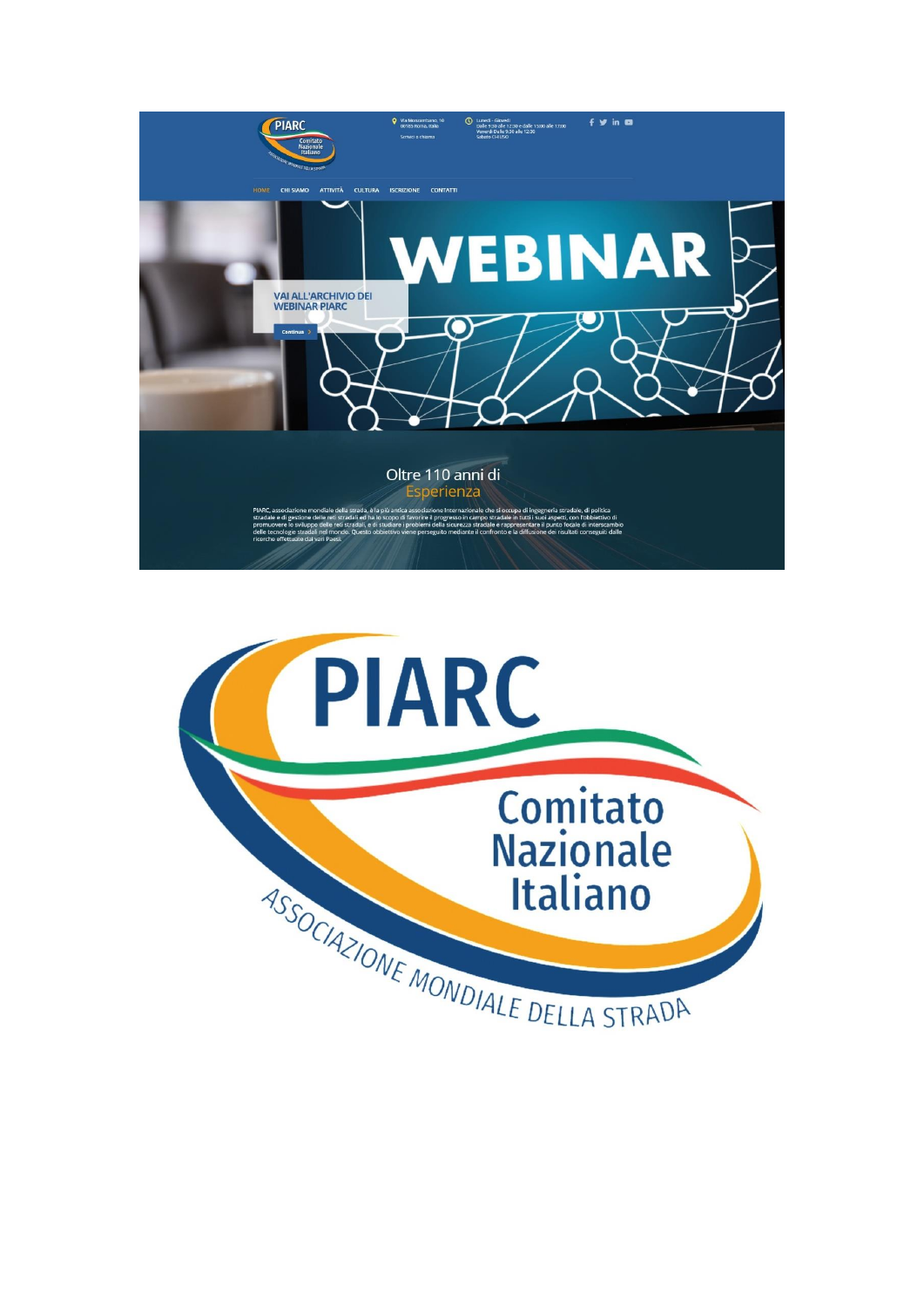PIARC
Comitato Nazionale Italiano

Via Monzambano, 10
00185 Roma, Italia
Scrivici o chiama

Lunedì - Giovedì
Dalle 9:30 alle 12:30 e dalle 13:00 alle 17:00
Venerdì Dalle 9:30 alle 12:30
Sabato CHIUSO

HOME CHI SIAMO ATTIVITÀ CULTURA ISCRIZIONE CONTATTI

WEBINAR

VAI ALL'ARCHIVIO DEI WEBINAR PIARC

Continua

## Oltre 110 anni di Esperienza

PIARC, associazione mondiale della strada, è la più antica associazione internazionale che si occupa di ingegneria stradale, di politica stradale e di gestione delle reti stradali ed ha lo scopo di favorire il progresso in campo stradale in tutti i suoi aspetti, con l'obbiettivo di promuovere lo sviluppo delle reti stradali, e di studiare i problemi della sicurezza stradale e rappresentare il punto focale di interscambio delle tecnologie stradali nel mondo. Questo obbiettivo viene perseguito mediante il confronto e la diffusione dei risultati conseguiti dalle ricerche effettuate dai vari Paesi.

# PIARC

Comitato Nazionale Italiano

ASSOCIAZIONE MONDIALE DELLA STRADA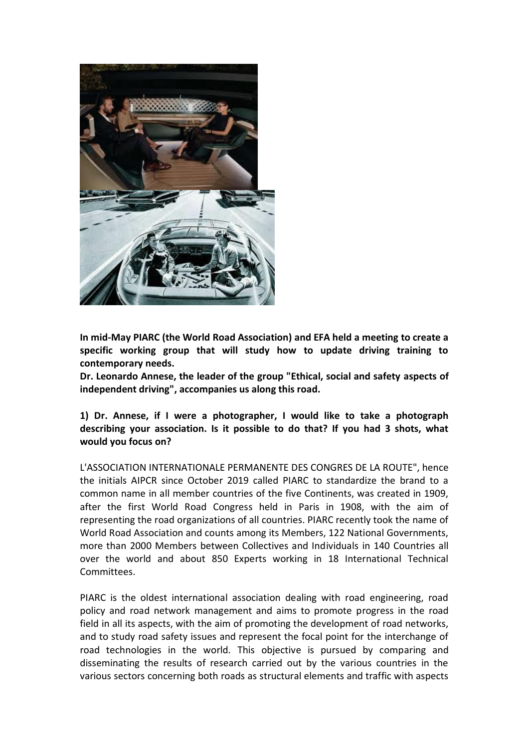**In mid-May PIARC (the World Road Association) and EFA held a meeting to create a specific working group that will study how to update driving training to contemporary needs.**
**Dr. Leonardo Annese, the leader of the group "Ethical, social and safety aspects of independent driving", accompanies us along this road.**

**1) Dr. Annese, if I were a photographer, I would like to take a photograph describing your association. Is it possible to do that? If you had 3 shots, what would you focus on?**

L'ASSOCIATION INTERNATIONALE PERMANENTE DES CONGRES DE LA ROUTE", hence the initials AIPCR since October 2019 called PIARC to standardize the brand to a common name in all member countries of the five Continents, was created in 1909, after the first World Road Congress held in Paris in 1908, with the aim of representing the road organizations of all countries. PIARC recently took the name of World Road Association and counts among its Members, 122 National Governments, more than 2000 Members between Collectives and Individuals in 140 Countries all over the world and about 850 Experts working in 18 International Technical Committees.

PIARC is the oldest international association dealing with road engineering, road policy and road network management and aims to promote progress in the road field in all its aspects, with the aim of promoting the development of road networks, and to study road safety issues and represent the focal point for the interchange of road technologies in the world. This objective is pursued by comparing and disseminating the results of research carried out by the various countries in the various sectors concerning both roads as structural elements and traffic with aspects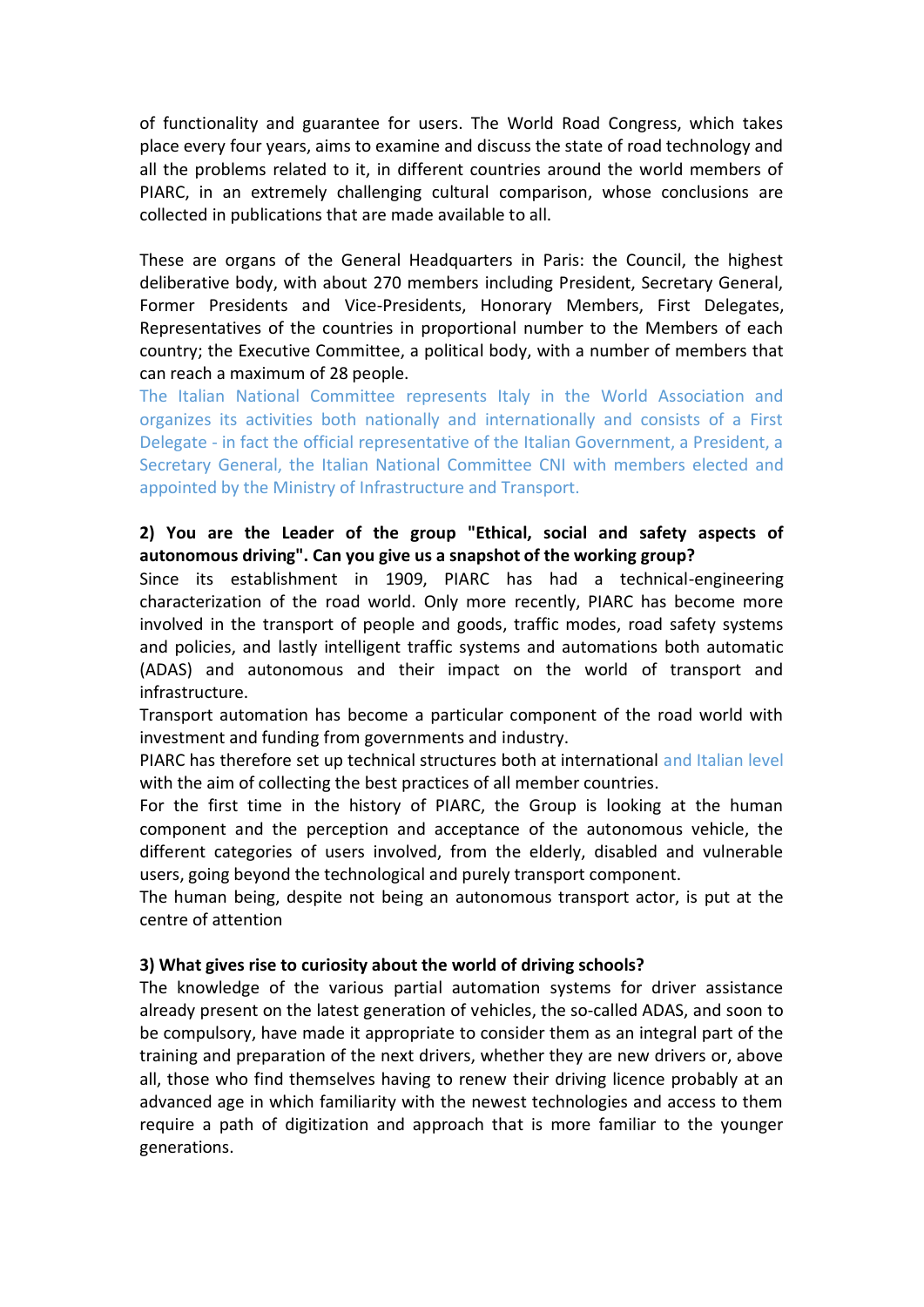of functionality and guarantee for users. The World Road Congress, which takes place every four years, aims to examine and discuss the state of road technology and all the problems related to it, in different countries around the world members of PIARC, in an extremely challenging cultural comparison, whose conclusions are collected in publications that are made available to all.

These are organs of the General Headquarters in Paris: the Council, the highest deliberative body, with about 270 members including President, Secretary General, Former Presidents and Vice-Presidents, Honorary Members, First Delegates, Representatives of the countries in proportional number to the Members of each country; the Executive Committee, a political body, with a number of members that can reach a maximum of 28 people.

The Italian National Committee represents Italy in the World Association and organizes its activities both nationally and internationally and consists of a First Delegate - in fact the official representative of the Italian Government, a President, a Secretary General, the Italian National Committee CNI with members elected and appointed by the Ministry of Infrastructure and Transport.

**2) You are the Leader of the group "Ethical, social and safety aspects of autonomous driving". Can you give us a snapshot of the working group?**

Since its establishment in 1909, PIARC has had a technical-engineering characterization of the road world. Only more recently, PIARC has become more involved in the transport of people and goods, traffic modes, road safety systems and policies, and lastly intelligent traffic systems and automations both automatic (ADAS) and autonomous and their impact on the world of transport and infrastructure.

Transport automation has become a particular component of the road world with investment and funding from governments and industry.

PIARC has therefore set up technical structures both at international and Italian level with the aim of collecting the best practices of all member countries.

For the first time in the history of PIARC, the Group is looking at the human component and the perception and acceptance of the autonomous vehicle, the different categories of users involved, from the elderly, disabled and vulnerable users, going beyond the technological and purely transport component.

The human being, despite not being an autonomous transport actor, is put at the centre of attention

**3) What gives rise to curiosity about the world of driving schools?**

The knowledge of the various partial automation systems for driver assistance already present on the latest generation of vehicles, the so-called ADAS, and soon to be compulsory, have made it appropriate to consider them as an integral part of the training and preparation of the next drivers, whether they are new drivers or, above all, those who find themselves having to renew their driving licence probably at an advanced age in which familiarity with the newest technologies and access to them require a path of digitization and approach that is more familiar to the younger generations.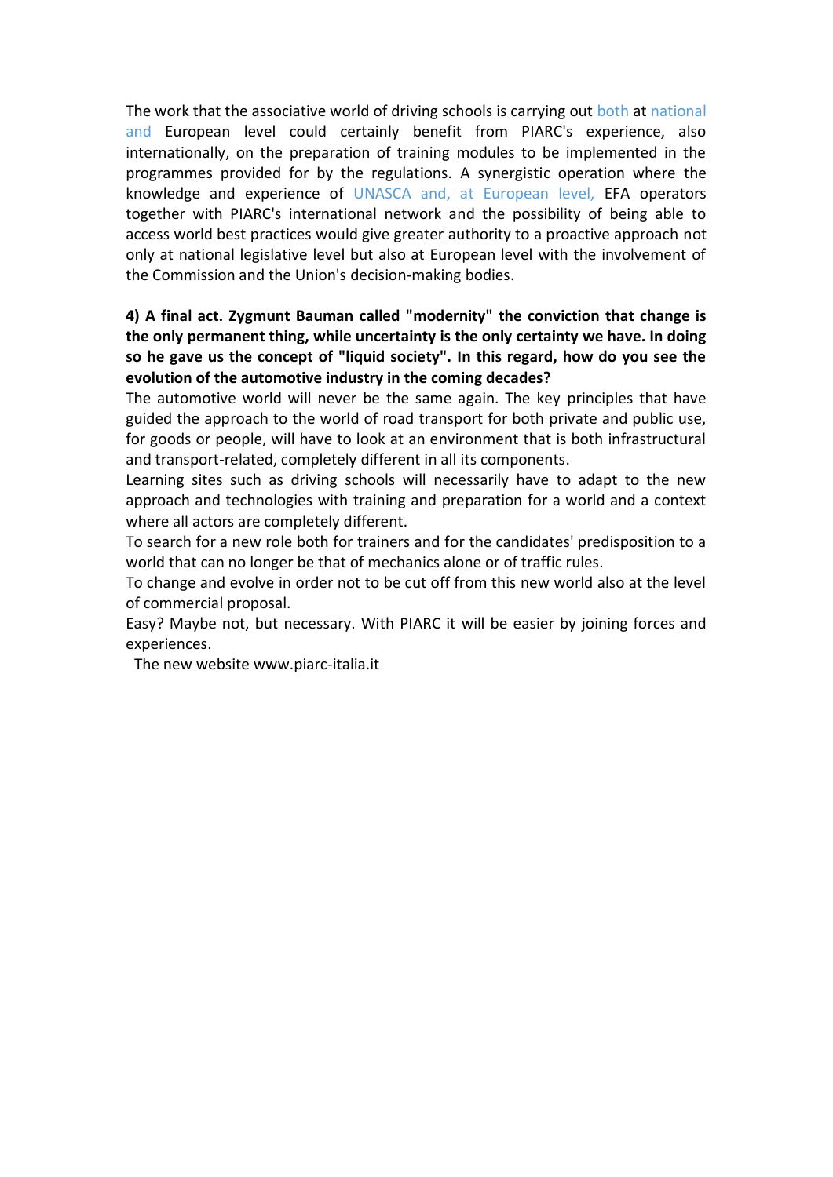The work that the associative world of driving schools is carrying out both at national and European level could certainly benefit from PIARC's experience, also internationally, on the preparation of training modules to be implemented in the programmes provided for by the regulations. A synergistic operation where the knowledge and experience of UNASCA and, at European level, EFA operators together with PIARC's international network and the possibility of being able to access world best practices would give greater authority to a proactive approach not only at national legislative level but also at European level with the involvement of the Commission and the Union's decision-making bodies.

**4) A final act. Zygmunt Bauman called "modernity" the conviction that change is the only permanent thing, while uncertainty is the only certainty we have. In doing so he gave us the concept of "liquid society". In this regard, how do you see the evolution of the automotive industry in the coming decades?**

The automotive world will never be the same again. The key principles that have guided the approach to the world of road transport for both private and public use, for goods or people, will have to look at an environment that is both infrastructural and transport-related, completely different in all its components.

Learning sites such as driving schools will necessarily have to adapt to the new approach and technologies with training and preparation for a world and a context where all actors are completely different.

To search for a new role both for trainers and for the candidates' predisposition to a world that can no longer be that of mechanics alone or of traffic rules.

To change and evolve in order not to be cut off from this new world also at the level of commercial proposal.

Easy? Maybe not, but necessary. With PIARC it will be easier by joining forces and experiences.

The new website www.piarc-italia.it